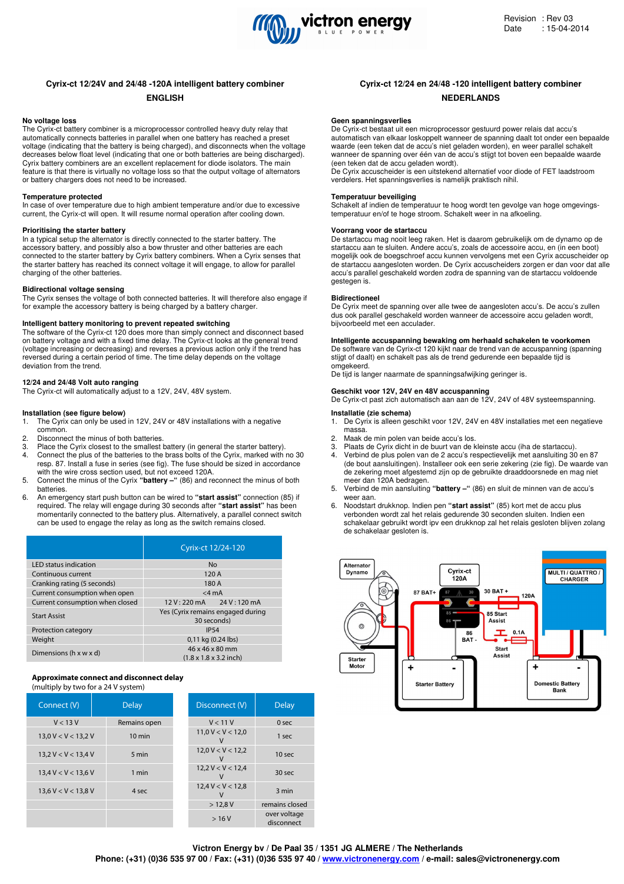Revision : Rev 03
Date : 15-04-2014

## Cyrix-ct 12/24V and 24/48 -120A intelligent battery combiner

### ENGLISH

**No voltage loss**
The Cyrix-ct battery combiner is a microprocessor controlled heavy duty relay that automatically connects batteries in parallel when one battery has reached a preset voltage (indicating that the battery is being charged), and disconnects when the voltage decreases below float level (indicating that one or both batteries are being discharged). Cyrix battery combiners are an excellent replacement for diode isolators. The main feature is that there is virtually no voltage loss so that the output voltage of alternators or battery chargers does not need to be increased.

**Temperature protected**
In case of over temperature due to high ambient temperature and/or due to excessive current, the Cyrix-ct will open. It will resume normal operation after cooling down.

**Prioritising the starter battery**
In a typical setup the alternator is directly connected to the starter battery. The accessory battery, and possibly also a bow thruster and other batteries are each connected to the starter battery by Cyrix battery combiners. When a Cyrix senses that the starter battery has reached its connect voltage it will engage, to allow for parallel charging of the other batteries.

**Bidirectional voltage sensing**
The Cyrix senses the voltage of both connected batteries. It will therefore also engage if for example the accessory battery is being charged by a battery charger.

**Intelligent battery monitoring to prevent repeated switching**
The software of the Cyrix-ct 120 does more than simply connect and disconnect based on battery voltage and with a fixed time delay. The Cyrix-ct looks at the general trend (voltage increasing or decreasing) and reverses a previous action only if the trend has reversed during a certain period of time. The time delay depends on the voltage deviation from the trend.

**12/24 and 24/48 Volt auto ranging**
The Cyrix-ct will automatically adjust to a 12V, 24V, 48V system.

**Installation (see figure below)**

1. The Cyrix can only be used in 12V, 24V or 48V installations with a negative common.
2. Disconnect the minus of both batteries.
3. Place the Cyrix closest to the smallest battery (in general the starter battery).
4. Connect the plus of the batteries to the brass bolts of the Cyrix, marked with no 30 resp. 87. Install a fuse in series (see fig). The fuse should be sized in accordance with the wire cross section used, but not exceed 120A.
5. Connect the minus of the Cyrix **"battery –"** (86) and reconnect the minus of both batteries.
6. An emergency start push button can be wired to **"start assist"** connection (85) if required. The relay will engage during 30 seconds after **"start assist"** has been momentarily connected to the battery plus. Alternatively, a parallel connect switch can be used to engage the relay as long as the switch remains closed.

| | Cyrix-ct 12/24-120 |
|---|---|
| LED status indication | No |
| Continuous current | 120 A |
| Cranking rating (5 seconds) | 180 A |
| Current consumption when open | <4 mA |
| Current consumption when closed | 12 V : 220 mA     24 V : 120 mA |
| Start Assist | Yes (Cyrix remains engaged during 30 seconds) |
| Protection category | IP54 |
| Weight | 0,11 kg (0.24 lbs) |
| Dimensions (h x w x d) | 46 x 46 x 80 mm (1.8 x 1.8 x 3.2 inch) |

**Approximate connect and disconnect delay**
(multiply by two for a 24 V system)

| Connect (V) | Delay |
|---|---|
| V < 13 V | Remains open |
| 13,0 V < V < 13,2 V | 10 min |
| 13,2 V < V < 13,4 V | 5 min |
| 13,4 V < V < 13,6 V | 1 min |
| 13,6 V < V < 13,8 V | 4 sec |

| Disconnect (V) | Delay |
|---|---|
| V < 11 V | 0 sec |
| 11,0 V < V < 12,0 V | 1 sec |
| 12,0 V < V < 12,2 V | 10 sec |
| 12,2 V < V < 12,4 V | 30 sec |
| 12,4 V < V < 12,8 V | 3 min |
| > 12,8 V | remains closed |
| > 16 V | over voltage disconnect |

## Cyrix-ct 12/24 en 24/48 -120 intelligent battery combiner

### NEDERLANDS

**Geen spanningsverlies**
De Cyrix-ct bestaat uit een microprocessor gestuurd power relais dat accu's automatisch van elkaar loskoppelt wanneer de spanning daalt tot onder een bepaalde waarde (een teken dat de accu's niet geladen worden), en weer parallel schakelt wanneer de spanning over één van de accu's stijgt tot boven een bepaalde waarde (een teken dat de accu geladen wordt).
De Cyrix accuscheider is een uitstekend alternatief voor diode of FET laadstroom verdelers. Het spanningsverlies is namelijk praktisch nihil.

**Temperatuur beveiliging**
Schakelt af indien de temperatuur te hoog wordt ten gevolge van hoge omgevings-temperatuur en/of te hoge stroom. Schakelt weer in na afkoeling.

**Voorrang voor de startaccu**
De startaccu mag nooit leeg raken. Het is daarom gebruikelijk om de dynamo op de startaccu aan te sluiten. Andere accu's, zoals de accessoire accu, en (in een boot) mogelijk ook de boegschroef accu kunnen vervolgens met een Cyrix accuscheider op de startaccu aangesloten worden. De Cyrix accuscheiders zorgen er dan voor dat alle accu's parallel geschakeld worden zodra de spanning van de startaccu voldoende gestegen is.

**Bidirectioneel**
De Cyrix meet de spanning over alle twee de aangesloten accu's. De accu's zullen dus ook parallel geschakeld worden wanneer de accessoire accu geladen wordt, bijvoorbeeld met een acculader.

**Intelligente accuspanning bewaking om herhaald schakelen te voorkomen**
De software van de Cyrix-ct 120 kijkt naar de trend van de accuspanning (spanning stijgt of daalt) en schakelt pas als de trend gedurende een bepaalde tijd is omgekeerd.
De tijd is langer naarmate de spanningsafwijking geringer is.

**Geschikt voor 12V, 24V en 48V accuspanning**
De Cyrix-ct past zich automatisch aan aan de 12V, 24V of 48V systeemspanning.

**Installatie (zie schema)**

1. De Cyrix is alleen geschikt voor 12V, 24V en 48V installaties met een negatieve massa.
2. Maak de min polen van beide accu's los.
3. Plaats de Cyrix dicht in de buurt van de kleinste accu (iha de startaccu).
4. Verbind de plus polen van de 2 accu's respectievelijk met aansluiting 30 en 87 (de bout aansluitingen). Installeer ook een serie zekering (zie fig). De waarde van de zekering moet afgestemd zijn op de gebruikte draaddoorsnede en mag niet meer dan 120A bedragen.
5. Verbind de min aansluiting **"battery –"** (86) en sluit de minnen van de accu's weer aan.
6. Noodstart drukknop. Indien pen **"start assist"** (85) kort met de accu plus verbonden wordt zal het relais gedurende 30 seconden sluiten. Indien een schakelaar gebruikt wordt ipv een drukknop zal het relais gesloten blijven zolang de schakelaar gesloten is.

Victron Energy bv / De Paal 35 / 1351 JG ALMERE / The Netherlands
Phone: (+31) (0)36 535 97 00 / Fax: (+31) (0)36 535 97 40 / www.victronenergy.com / e-mail: sales@victronenergy.com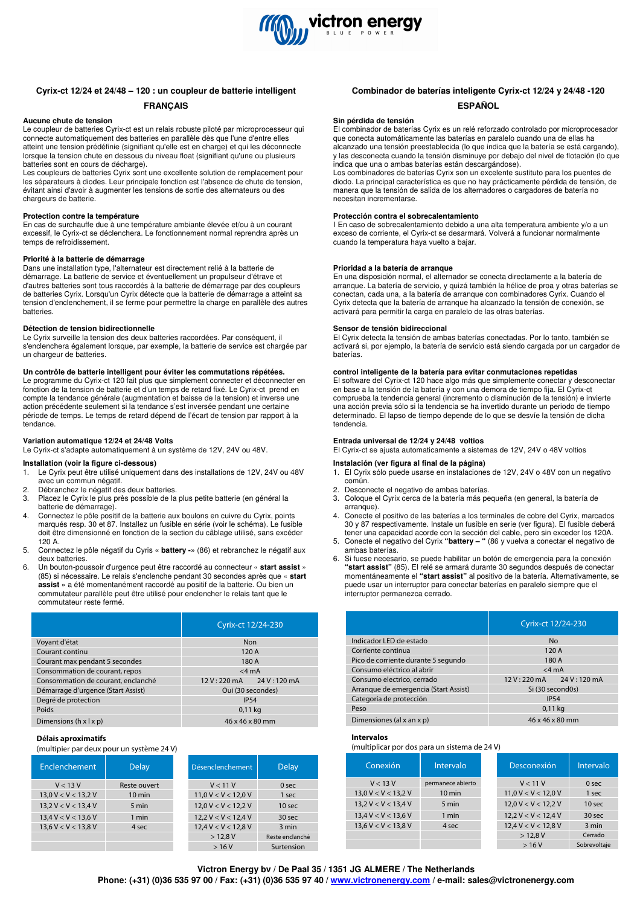## Cyrix-ct 12/24 et 24/48 – 120 : un coupleur de batterie intelligent

## FRANÇAIS

**Aucune chute de tension**
Le coupleur de batteries Cyrix-ct est un relais robuste piloté par microprocesseur qui connecte automatiquement des batteries en parallèle dès que l'une d'entre elles atteint une tension prédéfinie (signifiant qu'elle est en charge) et qui les déconnecte lorsque la tension chute en dessous du niveau float (signifiant qu'une ou plusieurs batteries sont en cours de décharge).
Les coupleurs de batteries Cyrix sont une excellente solution de remplacement pour les séparateurs à diodes. Leur principale fonction est l'absence de chute de tension, évitant ainsi d'avoir à augmenter les tensions de sortie des alternateurs ou des chargeurs de batterie.

**Protection contre la température**
En cas de surchauffe due à une température ambiante élevée et/ou à un courant excessif, le Cyrix-ct se déclenchera. Le fonctionnement normal reprendra après un temps de refroidissement.

**Priorité à la batterie de démarrage**
Dans une installation type, l'alternateur est directement relié à la batterie de démarrage. La batterie de service et éventuellement un propulseur d'étrave et d'autres batteries sont tous raccordés à la batterie de démarrage par des coupleurs de batteries Cyrix. Lorsqu'un Cyrix détecte que la batterie de démarrage a atteint sa tension d'enclenchement, il se ferme pour permettre la charge en parallèle des autres batteries.

**Détection de tension bidirectionnelle**
Le Cyrix surveille la tension des deux batteries raccordées. Par conséquent, il s'enclenchera également lorsque, par exemple, la batterie de service est chargée par un chargeur de batteries.

**Un contrôle de batterie intelligent pour éviter les commutations répétées.**
Le programme du Cyrix-ct 120 fait plus que simplement connecter et déconnecter en fonction de la tension de batterie et d'un temps de retard fixé. Le Cyrix-ct prend en compte la tendance générale (augmentation et baisse de la tension) et inverse une action précédente seulement si la tendance s'est inversée pendant une certaine période de temps. Le temps de retard dépend de l'écart de tension par rapport à la tendance.

**Variation automatique 12/24 et 24/48 Volts**
Le Cyrix-ct s'adapte automatiquement à un système de 12V, 24V ou 48V.

**Installation (voir la figure ci-dessous)**

1. Le Cyrix peut être utilisé uniquement dans des installations de 12V, 24V ou 48V avec un commun négatif.
2. Débranchez le négatif des deux batteries.
3. Placez le Cyrix le plus près possible de la plus petite batterie (en général la batterie de démarrage).
4. Connectez le pôle positif de la batterie aux boulons en cuivre du Cyrix, points marqués resp. 30 et 87. Installez un fusible en série (voir le schéma). Le fusible doit être dimensionné en fonction de la section du câblage utilisé, sans excéder 120 A.
5. Connectez le pôle négatif du Cyris « **battery -**» (86) et rebranchez le négatif aux deux batteries.
6. Un bouton-poussoir d'urgence peut être raccordé au connecteur « **start assist** » (85) si nécessaire. Le relais s'enclenche pendant 30 secondes après que « **start assist** » a été momentanément raccordé au positif de la batterie. Ou bien un commutateur parallèle peut être utilisé pour enclencher le relais tant que le commutateur reste fermé.

| | Cyrix-ct 12/24-230 |
|---|---|
| Voyant d'état | Non |
| Courant continu | 120 A |
| Courant max pendant 5 secondes | 180 A |
| Consommation de courant, repos | <4 mA |
| Consommation de courant, enclanché | 12 V : 220 mA 24 V : 120 mA |
| Démarrage d'urgence (Start Assist) | Oui (30 secondes) |
| Degré de protection | IP54 |
| Poids | 0,11 kg |
| Dimensions (h x l x p) | 46 x 46 x 80 mm |

**Délais aproximatifs**
(multipier par deux pour un système 24 V)

| Enclenchement | Delay |
|---|---|
| V < 13 V | Reste ouvert |
| 13,0 V < V < 13,2 V | 10 min |
| 13,2 V < V < 13,4 V | 5 min |
| 13,4 V < V < 13,6 V | 1 min |
| 13,6 V < V < 13,8 V | 4 sec |

| Désenclenchement | Delay |
|---|---|
| V < 11 V | 0 sec |
| 11,0 V < V < 12,0 V | 1 sec |
| 12,0 V < V < 12,2 V | 10 sec |
| 12,2 V < V < 12,4 V | 30 sec |
| 12,4 V < V < 12,8 V | 3 min |
| > 12,8 V | Reste enclanché |
| > 16 V | Surtension |

## Combinador de baterías inteligente Cyrix-ct 12/24 y 24/48 -120

## ESPAÑOL

**Sin pérdida de tensión**
El combinador de baterías Cyrix es un relé reforzado controlado por microprocesador que conecta automáticamente las baterías en paralelo cuando una de ellas ha alcanzado una tensión preestablecida (lo que indica que la batería se está cargando), y las desconecta cuando la tensión disminuye por debajo del nivel de flotación (lo que indica que una o ambas baterías están descargándose).
Los combinadores de baterías Cyrix son un excelente sustituto para los puentes de diodo. La principal característica es que no hay prácticamente pérdida de tensión, de manera que la tensión de salida de los alternadores o cargadores de batería no necesitan incrementarse.

**Protección contra el sobrecalentamiento**
I En caso de sobrecalentamiento debido a una alta temperatura ambiente y/o a un exceso de corriente, el Cyrix-ct se desarmará. Volverá a funcionar normalmente cuando la temperatura haya vuelto a bajar.

**Prioridad a la batería de arranque**
En una disposición normal, el alternador se conecta directamente a la batería de arranque. La batería de servicio, y quizá también la hélice de proa y otras baterías se conectan, cada una, a la batería de arranque con combinadores Cyrix. Cuando el Cyrix detecta que la batería de arranque ha alcanzado la tensión de conexión, se activará para permitir la carga en paralelo de las otras baterías.

**Sensor de tensión bidireccional**
El Cyrix detecta la tensión de ambas baterías conectadas. Por lo tanto, también se activará si, por ejemplo, la batería de servicio está siendo cargada por un cargador de baterías.

**control inteligente de la batería para evitar conmutaciones repetidas**
El software del Cyrix-ct 120 hace algo más que simplemente conectar y desconectar en base a la tensión de la batería y con una demora de tiempo fija. El Cyrix-ct comprueba la tendencia general (incremento o disminución de la tensión) e invierte una acción previa sólo si la tendencia se ha invertido durante un periodo de tiempo determinado. El lapso de tiempo depende de lo que se desvíe la tensión de dicha tendencia.

**Entrada universal de 12/24 y 24/48 voltios**
El Cyrix-ct se ajusta automaticamente a sistemas de 12V, 24V o 48V voltios

**Instalación (ver figura al final de la página)**

1. El Cyrix sólo puede usarse en instalaciones de 12V, 24V o 48V con un negativo común.
2. Desconecte el negativo de ambas baterías.
3. Coloque el Cyrix cerca de la batería más pequeña (en general, la batería de arranque).
4. Conecte el positivo de las baterías a los terminales de cobre del Cyrix, marcados 30 y 87 respectivamente. Instale un fusible en serie (ver figura). El fusible deberá tener una capacidad acorde con la sección del cable, pero sin exceder los 120A.
5. Conecte el negativo del Cyrix **"battery –** " (86 y vuelva a conectar el negativo de ambas baterías.
6. Si fuese necesario, se puede habilitar un botón de emergencia para la conexión **"start assist"** (85). El relé se armará durante 30 segundos después de conectar momentáneamente el **"start assist"** al positivo de la batería. Alternativamente, se puede usar un interruptor para conectar baterías en paralelo siempre que el interruptor permanezca cerrado.

| | Cyrix-ct 12/24-230 |
|---|---|
| Indicador LED de estado | No |
| Corriente continua | 120 A |
| Pico de corriente durante 5 segundo | 180 A |
| Consumo eléctrico al abrir | <4 mA |
| Consumo electrico, cerrado | 12 V : 220 mA 24 V : 120 mA |
| Arranque de emergencia (Start Assist) | Si (30 second0s) |
| Categoría de protección | IP54 |
| Peso | 0,11 kg |
| Dimensiones (al x an x p) | 46 x 46 x 80 mm |

**Intervalos**
(multiplicar por dos para un sistema de 24 V)

| Conexión | Intervalo |
|---|---|
| V < 13 V | permanece abierto |
| 13,0 V < V < 13,2 V | 10 min |
| 13,2 V < V < 13,4 V | 5 min |
| 13,4 V < V < 13,6 V | 1 min |
| 13,6 V < V < 13,8 V | 4 sec |

| Desconexión | Intervalo |
|---|---|
| V < 11 V | 0 sec |
| 11,0 V < V < 12,0 V | 1 sec |
| 12,0 V < V < 12,2 V | 10 sec |
| 12,2 V < V < 12,4 V | 30 sec |
| 12,4 V < V < 12,8 V | 3 min |
| > 12,8 V | Cerrado |
| > 16 V | Sobrevoltaje |

**Victron Energy bv / De Paal 35 / 1351 JG ALMERE / The Netherlands**
**Phone: (+31) (0)36 535 97 00 / Fax: (+31) (0)36 535 97 40 / www.victronenergy.com / e-mail: sales@victronenergy.com**